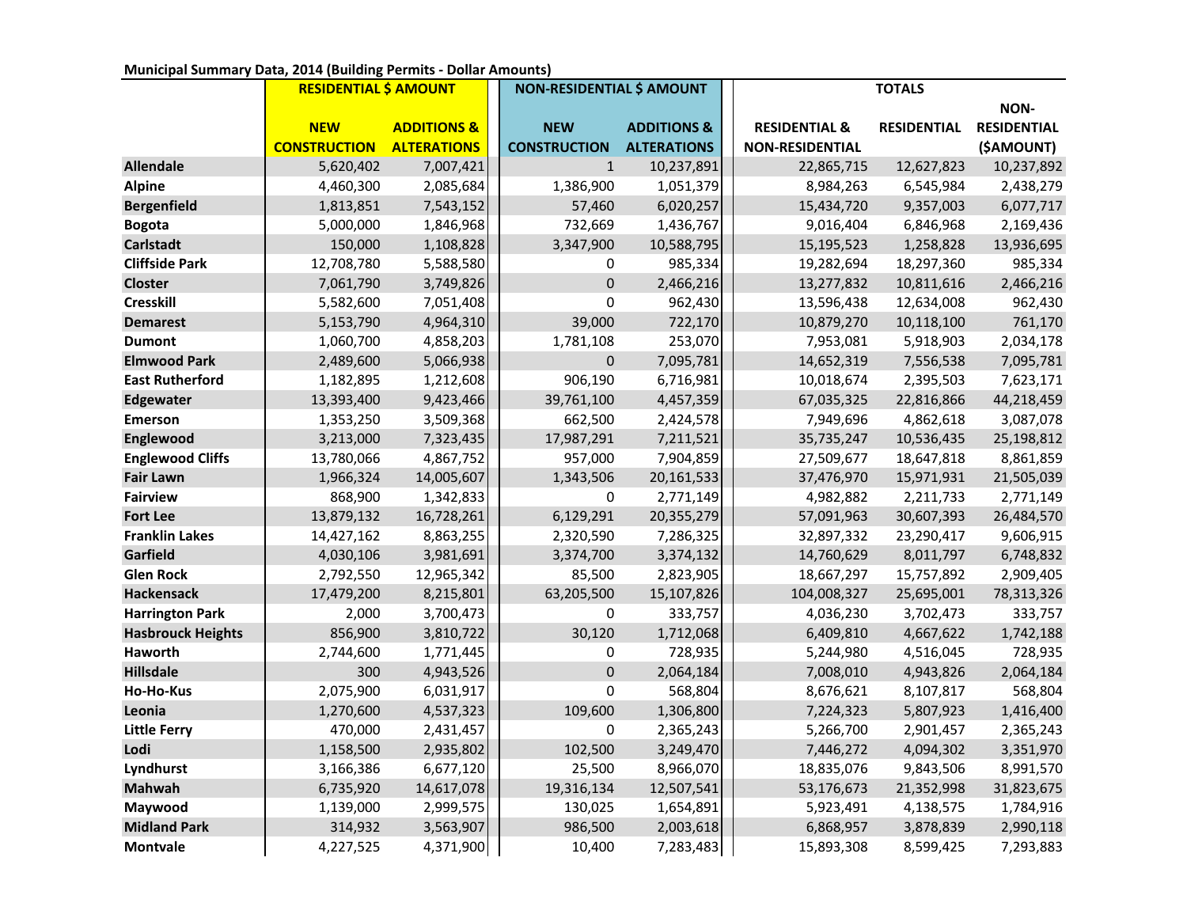**Municipal Summary Data, 2014 (Building Permits - Dollar Amounts)**

| | RESIDENTIAL $ AMOUNT | | NON-RESIDENTIAL $ AMOUNT | | TOTALS | | |
|---|---|---|---|---|---|---|---|
| | NEW CONSTRUCTION | ADDITIONS & ALTERATIONS | NEW CONSTRUCTION | ADDITIONS & ALTERATIONS | RESIDENTIAL & NON-RESIDENTIAL | RESIDENTIAL | NON-RESIDENTIAL ($AMOUNT) |
| **Allendale** | 5,620,402 | 7,007,421 | 1 | 10,237,891 | 22,865,715 | 12,627,823 | 10,237,892 |
| **Alpine** | 4,460,300 | 2,085,684 | 1,386,900 | 1,051,379 | 8,984,263 | 6,545,984 | 2,438,279 |
| **Bergenfield** | 1,813,851 | 7,543,152 | 57,460 | 6,020,257 | 15,434,720 | 9,357,003 | 6,077,717 |
| **Bogota** | 5,000,000 | 1,846,968 | 732,669 | 1,436,767 | 9,016,404 | 6,846,968 | 2,169,436 |
| **Carlstadt** | 150,000 | 1,108,828 | 3,347,900 | 10,588,795 | 15,195,523 | 1,258,828 | 13,936,695 |
| **Cliffside Park** | 12,708,780 | 5,588,580 | 0 | 985,334 | 19,282,694 | 18,297,360 | 985,334 |
| **Closter** | 7,061,790 | 3,749,826 | 0 | 2,466,216 | 13,277,832 | 10,811,616 | 2,466,216 |
| **Cresskill** | 5,582,600 | 7,051,408 | 0 | 962,430 | 13,596,438 | 12,634,008 | 962,430 |
| **Demarest** | 5,153,790 | 4,964,310 | 39,000 | 722,170 | 10,879,270 | 10,118,100 | 761,170 |
| **Dumont** | 1,060,700 | 4,858,203 | 1,781,108 | 253,070 | 7,953,081 | 5,918,903 | 2,034,178 |
| **Elmwood Park** | 2,489,600 | 5,066,938 | 0 | 7,095,781 | 14,652,319 | 7,556,538 | 7,095,781 |
| **East Rutherford** | 1,182,895 | 1,212,608 | 906,190 | 6,716,981 | 10,018,674 | 2,395,503 | 7,623,171 |
| **Edgewater** | 13,393,400 | 9,423,466 | 39,761,100 | 4,457,359 | 67,035,325 | 22,816,866 | 44,218,459 |
| **Emerson** | 1,353,250 | 3,509,368 | 662,500 | 2,424,578 | 7,949,696 | 4,862,618 | 3,087,078 |
| **Englewood** | 3,213,000 | 7,323,435 | 17,987,291 | 7,211,521 | 35,735,247 | 10,536,435 | 25,198,812 |
| **Englewood Cliffs** | 13,780,066 | 4,867,752 | 957,000 | 7,904,859 | 27,509,677 | 18,647,818 | 8,861,859 |
| **Fair Lawn** | 1,966,324 | 14,005,607 | 1,343,506 | 20,161,533 | 37,476,970 | 15,971,931 | 21,505,039 |
| **Fairview** | 868,900 | 1,342,833 | 0 | 2,771,149 | 4,982,882 | 2,211,733 | 2,771,149 |
| **Fort Lee** | 13,879,132 | 16,728,261 | 6,129,291 | 20,355,279 | 57,091,963 | 30,607,393 | 26,484,570 |
| **Franklin Lakes** | 14,427,162 | 8,863,255 | 2,320,590 | 7,286,325 | 32,897,332 | 23,290,417 | 9,606,915 |
| **Garfield** | 4,030,106 | 3,981,691 | 3,374,700 | 3,374,132 | 14,760,629 | 8,011,797 | 6,748,832 |
| **Glen Rock** | 2,792,550 | 12,965,342 | 85,500 | 2,823,905 | 18,667,297 | 15,757,892 | 2,909,405 |
| **Hackensack** | 17,479,200 | 8,215,801 | 63,205,500 | 15,107,826 | 104,008,327 | 25,695,001 | 78,313,326 |
| **Harrington Park** | 2,000 | 3,700,473 | 0 | 333,757 | 4,036,230 | 3,702,473 | 333,757 |
| **Hasbrouck Heights** | 856,900 | 3,810,722 | 30,120 | 1,712,068 | 6,409,810 | 4,667,622 | 1,742,188 |
| **Haworth** | 2,744,600 | 1,771,445 | 0 | 728,935 | 5,244,980 | 4,516,045 | 728,935 |
| **Hillsdale** | 300 | 4,943,526 | 0 | 2,064,184 | 7,008,010 | 4,943,826 | 2,064,184 |
| **Ho-Ho-Kus** | 2,075,900 | 6,031,917 | 0 | 568,804 | 8,676,621 | 8,107,817 | 568,804 |
| **Leonia** | 1,270,600 | 4,537,323 | 109,600 | 1,306,800 | 7,224,323 | 5,807,923 | 1,416,400 |
| **Little Ferry** | 470,000 | 2,431,457 | 0 | 2,365,243 | 5,266,700 | 2,901,457 | 2,365,243 |
| **Lodi** | 1,158,500 | 2,935,802 | 102,500 | 3,249,470 | 7,446,272 | 4,094,302 | 3,351,970 |
| **Lyndhurst** | 3,166,386 | 6,677,120 | 25,500 | 8,966,070 | 18,835,076 | 9,843,506 | 8,991,570 |
| **Mahwah** | 6,735,920 | 14,617,078 | 19,316,134 | 12,507,541 | 53,176,673 | 21,352,998 | 31,823,675 |
| **Maywood** | 1,139,000 | 2,999,575 | 130,025 | 1,654,891 | 5,923,491 | 4,138,575 | 1,784,916 |
| **Midland Park** | 314,932 | 3,563,907 | 986,500 | 2,003,618 | 6,868,957 | 3,878,839 | 2,990,118 |
| **Montvale** | 4,227,525 | 4,371,900 | 10,400 | 7,283,483 | 15,893,308 | 8,599,425 | 7,293,883 |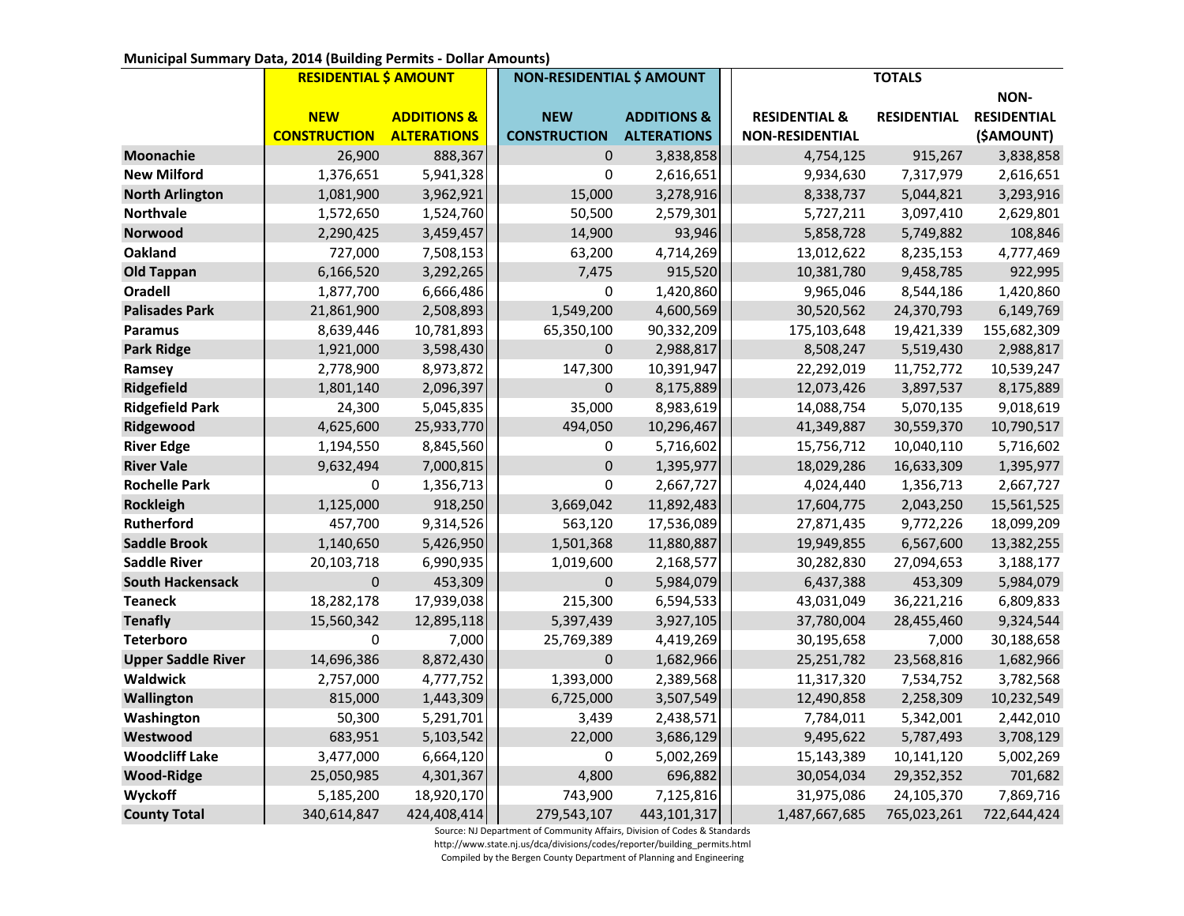Municipal Summary Data, 2014 (Building Permits - Dollar Amounts)

| | RESIDENTIAL $ AMOUNT | | NON-RESIDENTIAL $ AMOUNT | | TOTALS | | |
|---|---|---|---|---|---|---|---|
| | NEW CONSTRUCTION | ADDITIONS & ALTERATIONS | NEW CONSTRUCTION | ADDITIONS & ALTERATIONS | RESIDENTIAL & NON-RESIDENTIAL | RESIDENTIAL | NON-RESIDENTIAL ($AMOUNT) |
| **Moonachie** | 26,900 | 888,367 | 0 | 3,838,858 | 4,754,125 | 915,267 | 3,838,858 |
| **New Milford** | 1,376,651 | 5,941,328 | 0 | 2,616,651 | 9,934,630 | 7,317,979 | 2,616,651 |
| **North Arlington** | 1,081,900 | 3,962,921 | 15,000 | 3,278,916 | 8,338,737 | 5,044,821 | 3,293,916 |
| **Northvale** | 1,572,650 | 1,524,760 | 50,500 | 2,579,301 | 5,727,211 | 3,097,410 | 2,629,801 |
| **Norwood** | 2,290,425 | 3,459,457 | 14,900 | 93,946 | 5,858,728 | 5,749,882 | 108,846 |
| **Oakland** | 727,000 | 7,508,153 | 63,200 | 4,714,269 | 13,012,622 | 8,235,153 | 4,777,469 |
| **Old Tappan** | 6,166,520 | 3,292,265 | 7,475 | 915,520 | 10,381,780 | 9,458,785 | 922,995 |
| **Oradell** | 1,877,700 | 6,666,486 | 0 | 1,420,860 | 9,965,046 | 8,544,186 | 1,420,860 |
| **Palisades Park** | 21,861,900 | 2,508,893 | 1,549,200 | 4,600,569 | 30,520,562 | 24,370,793 | 6,149,769 |
| **Paramus** | 8,639,446 | 10,781,893 | 65,350,100 | 90,332,209 | 175,103,648 | 19,421,339 | 155,682,309 |
| **Park Ridge** | 1,921,000 | 3,598,430 | 0 | 2,988,817 | 8,508,247 | 5,519,430 | 2,988,817 |
| **Ramsey** | 2,778,900 | 8,973,872 | 147,300 | 10,391,947 | 22,292,019 | 11,752,772 | 10,539,247 |
| **Ridgefield** | 1,801,140 | 2,096,397 | 0 | 8,175,889 | 12,073,426 | 3,897,537 | 8,175,889 |
| **Ridgefield Park** | 24,300 | 5,045,835 | 35,000 | 8,983,619 | 14,088,754 | 5,070,135 | 9,018,619 |
| **Ridgewood** | 4,625,600 | 25,933,770 | 494,050 | 10,296,467 | 41,349,887 | 30,559,370 | 10,790,517 |
| **River Edge** | 1,194,550 | 8,845,560 | 0 | 5,716,602 | 15,756,712 | 10,040,110 | 5,716,602 |
| **River Vale** | 9,632,494 | 7,000,815 | 0 | 1,395,977 | 18,029,286 | 16,633,309 | 1,395,977 |
| **Rochelle Park** | 0 | 1,356,713 | 0 | 2,667,727 | 4,024,440 | 1,356,713 | 2,667,727 |
| **Rockleigh** | 1,125,000 | 918,250 | 3,669,042 | 11,892,483 | 17,604,775 | 2,043,250 | 15,561,525 |
| **Rutherford** | 457,700 | 9,314,526 | 563,120 | 17,536,089 | 27,871,435 | 9,772,226 | 18,099,209 |
| **Saddle Brook** | 1,140,650 | 5,426,950 | 1,501,368 | 11,880,887 | 19,949,855 | 6,567,600 | 13,382,255 |
| **Saddle River** | 20,103,718 | 6,990,935 | 1,019,600 | 2,168,577 | 30,282,830 | 27,094,653 | 3,188,177 |
| **South Hackensack** | 0 | 453,309 | 0 | 5,984,079 | 6,437,388 | 453,309 | 5,984,079 |
| **Teaneck** | 18,282,178 | 17,939,038 | 215,300 | 6,594,533 | 43,031,049 | 36,221,216 | 6,809,833 |
| **Tenafly** | 15,560,342 | 12,895,118 | 5,397,439 | 3,927,105 | 37,780,004 | 28,455,460 | 9,324,544 |
| **Teterboro** | 0 | 7,000 | 25,769,389 | 4,419,269 | 30,195,658 | 7,000 | 30,188,658 |
| **Upper Saddle River** | 14,696,386 | 8,872,430 | 0 | 1,682,966 | 25,251,782 | 23,568,816 | 1,682,966 |
| **Waldwick** | 2,757,000 | 4,777,752 | 1,393,000 | 2,389,568 | 11,317,320 | 7,534,752 | 3,782,568 |
| **Wallington** | 815,000 | 1,443,309 | 6,725,000 | 3,507,549 | 12,490,858 | 2,258,309 | 10,232,549 |
| **Washington** | 50,300 | 5,291,701 | 3,439 | 2,438,571 | 7,784,011 | 5,342,001 | 2,442,010 |
| **Westwood** | 683,951 | 5,103,542 | 22,000 | 3,686,129 | 9,495,622 | 5,787,493 | 3,708,129 |
| **Woodcliff Lake** | 3,477,000 | 6,664,120 | 0 | 5,002,269 | 15,143,389 | 10,141,120 | 5,002,269 |
| **Wood-Ridge** | 25,050,985 | 4,301,367 | 4,800 | 696,882 | 30,054,034 | 29,352,352 | 701,682 |
| **Wyckoff** | 5,185,200 | 18,920,170 | 743,900 | 7,125,816 | 31,975,086 | 24,105,370 | 7,869,716 |
| **County Total** | 340,614,847 | 424,408,414 | 279,543,107 | 443,101,317 | 1,487,667,685 | 765,023,261 | 722,644,424 |

Source: NJ Department of Community Affairs, Division of Codes & Standards
http://www.state.nj.us/dca/divisions/codes/reporter/building_permits.html
Compiled by the Bergen County Department of Planning and Engineering